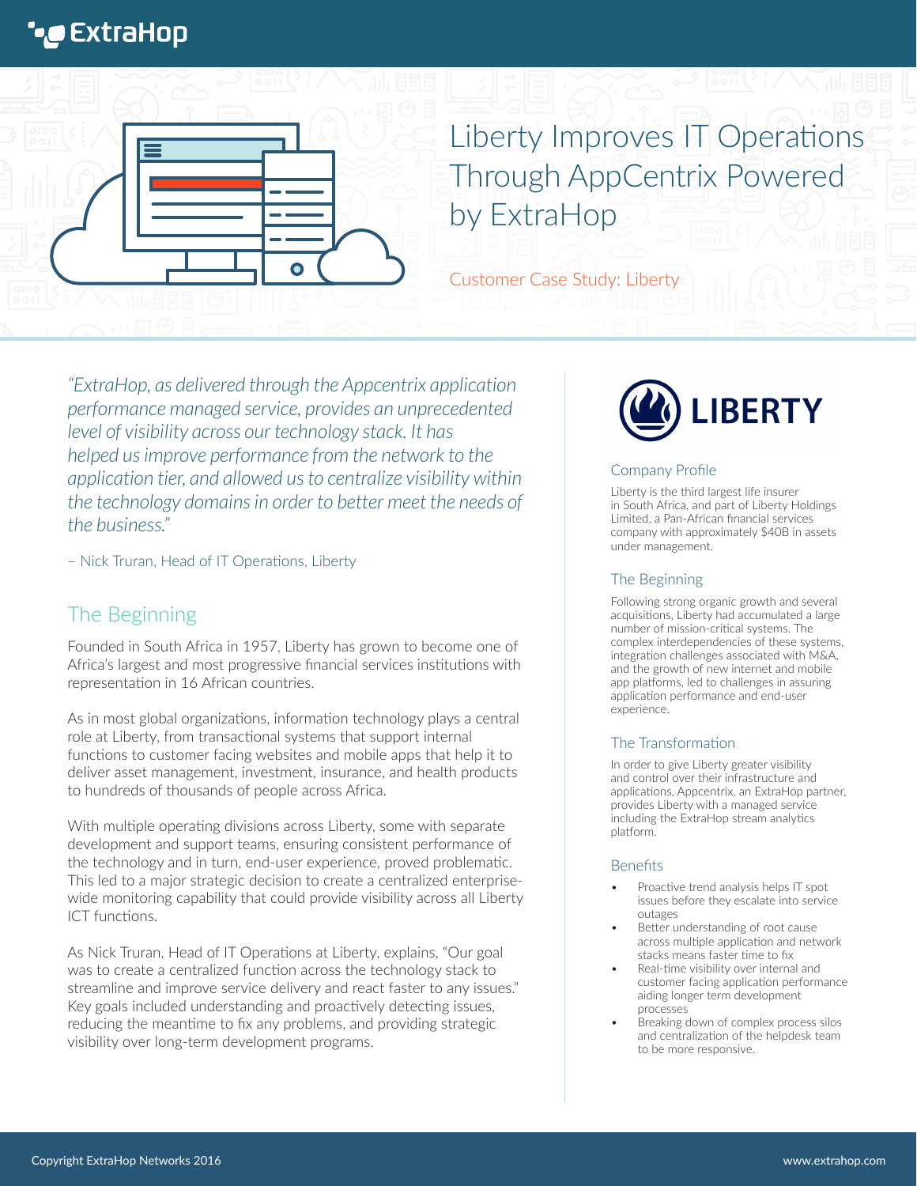# Liberty Improves IT Operations Through AppCentrix Powered by ExtraHop

Customer Case Study: Liberty

*"ExtraHop, as delivered through the Appcentrix application performance managed service, provides an unprecedented level of visibility across our technology stack. It has helped us improve performance from the network to the application tier, and allowed us to centralize visibility within the technology domains in order to better meet the needs of the business."*

– Nick Truran, Head of IT Operations, Liberty

## The Beginning

Founded in South Africa in 1957, Liberty has grown to become one of Africa's largest and most progressive financial services institutions with representation in 16 African countries.

As in most global organizations, information technology plays a central role at Liberty, from transactional systems that support internal functions to customer facing websites and mobile apps that help it to deliver asset management, investment, insurance, and health products to hundreds of thousands of people across Africa.

With multiple operating divisions across Liberty, some with separate development and support teams, ensuring consistent performance of the technology and in turn, end-user experience, proved problematic. This led to a major strategic decision to create a centralized enterprise-wide monitoring capability that could provide visibility across all Liberty ICT functions.

As Nick Truran, Head of IT Operations at Liberty, explains, "Our goal was to create a centralized function across the technology stack to streamline and improve service delivery and react faster to any issues." Key goals included understanding and proactively detecting issues, reducing the meantime to fix any problems, and providing strategic visibility over long-term development programs.

LIBERTY

### Company Profile

Liberty is the third largest life insurer in South Africa, and part of Liberty Holdings Limited, a Pan-African financial services company with approximately $40B in assets under management.

### The Beginning

Following strong organic growth and several acquisitions, Liberty had accumulated a large number of mission-critical systems. The complex interdependencies of these systems, integration challenges associated with M&A, and the growth of new internet and mobile app platforms, led to challenges in assuring application performance and end-user experience.

### The Transformation

In order to give Liberty greater visibility and control over their infrastructure and applications, Appcentrix, an ExtraHop partner, provides Liberty with a managed service including the ExtraHop stream analytics platform.

### Benefits

- Proactive trend analysis helps IT spot issues before they escalate into service outages
- Better understanding of root cause across multiple application and network stacks means faster time to fix
- Real-time visibility over internal and customer facing application performance aiding longer term development processes
- Breaking down of complex process silos and centralization of the helpdesk team to be more responsive.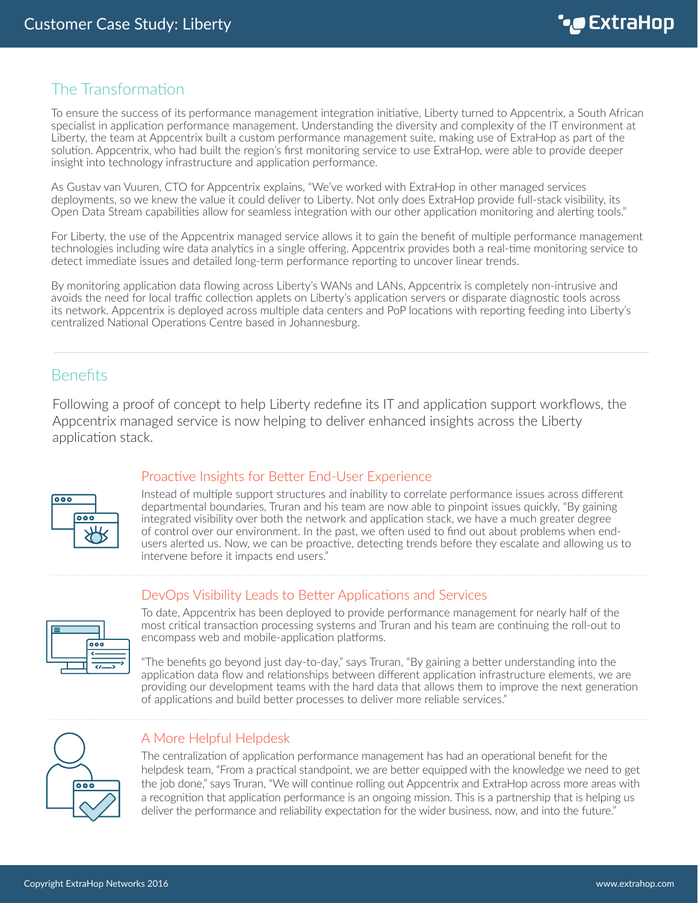## The Transformation

To ensure the success of its performance management integration initiative, Liberty turned to Appcentrix, a South African specialist in application performance management. Understanding the diversity and complexity of the IT environment at Liberty, the team at Appcentrix built a custom performance management suite, making use of ExtraHop as part of the solution. Appcentrix, who had built the region's first monitoring service to use ExtraHop, were able to provide deeper insight into technology infrastructure and application performance.

As Gustav van Vuuren, CTO for Appcentrix explains, "We've worked with ExtraHop in other managed services deployments, so we knew the value it could deliver to Liberty. Not only does ExtraHop provide full-stack visibility, its Open Data Stream capabilities allow for seamless integration with our other application monitoring and alerting tools."

For Liberty, the use of the Appcentrix managed service allows it to gain the benefit of multiple performance management technologies including wire data analytics in a single offering. Appcentrix provides both a real-time monitoring service to detect immediate issues and detailed long-term performance reporting to uncover linear trends.

By monitoring application data flowing across Liberty's WANs and LANs, Appcentrix is completely non-intrusive and avoids the need for local traffic collection applets on Liberty's application servers or disparate diagnostic tools across its network. Appcentrix is deployed across multiple data centers and PoP locations with reporting feeding into Liberty's centralized National Operations Centre based in Johannesburg.

## Benefits

Following a proof of concept to help Liberty redefine its IT and application support workflows, the Appcentrix managed service is now helping to deliver enhanced insights across the Liberty application stack.

### Proactive Insights for Better End-User Experience

Instead of multiple support structures and inability to correlate performance issues across different departmental boundaries, Truran and his team are now able to pinpoint issues quickly, "By gaining integrated visibility over both the network and application stack, we have a much greater degree of control over our environment. In the past, we often used to find out about problems when end-users alerted us. Now, we can be proactive, detecting trends before they escalate and allowing us to intervene before it impacts end users."

### DevOps Visibility Leads to Better Applications and Services

To date, Appcentrix has been deployed to provide performance management for nearly half of the most critical transaction processing systems and Truran and his team are continuing the roll-out to encompass web and mobile-application platforms.

"The benefits go beyond just day-to-day," says Truran, "By gaining a better understanding into the application data flow and relationships between different application infrastructure elements, we are providing our development teams with the hard data that allows them to improve the next generation of applications and build better processes to deliver more reliable services."

### A More Helpful Helpdesk

The centralization of application performance management has had an operational benefit for the helpdesk team, "From a practical standpoint, we are better equipped with the knowledge we need to get the job done," says Truran, "We will continue rolling out Appcentrix and ExtraHop across more areas with a recognition that application performance is an ongoing mission. This is a partnership that is helping us deliver the performance and reliability expectation for the wider business, now, and into the future."